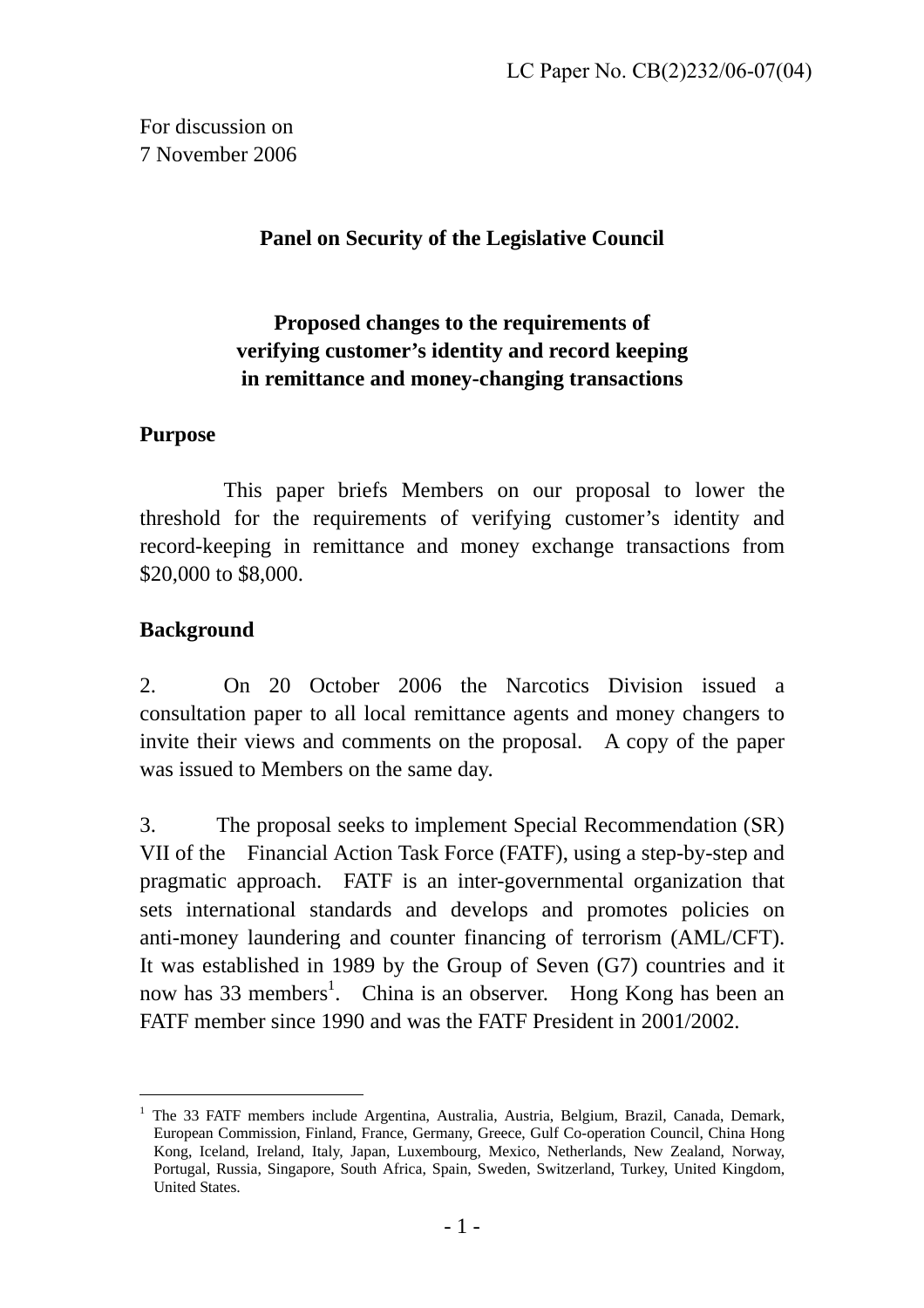LC Paper No. CB(2)232/06-07(04)

For discussion on
7 November 2006

**Panel on Security of the Legislative Council**

**Proposed changes to the requirements of verifying customer's identity and record keeping in remittance and money-changing transactions**

**Purpose**

This paper briefs Members on our proposal to lower the threshold for the requirements of verifying customer's identity and record-keeping in remittance and money exchange transactions from $20,000 to $8,000.

**Background**

2. On 20 October 2006 the Narcotics Division issued a consultation paper to all local remittance agents and money changers to invite their views and comments on the proposal. A copy of the paper was issued to Members on the same day.

3. The proposal seeks to implement Special Recommendation (SR) VII of the Financial Action Task Force (FATF), using a step-by-step and pragmatic approach. FATF is an inter-governmental organization that sets international standards and develops and promotes policies on anti-money laundering and counter financing of terrorism (AML/CFT). It was established in 1989 by the Group of Seven (G7) countries and it now has 33 members[1]. China is an observer. Hong Kong has been an FATF member since 1990 and was the FATF President in 2001/2002.

---

[1] The 33 FATF members include Argentina, Australia, Austria, Belgium, Brazil, Canada, Demark, European Commission, Finland, France, Germany, Greece, Gulf Co-operation Council, China Hong Kong, Iceland, Ireland, Italy, Japan, Luxembourg, Mexico, Netherlands, New Zealand, Norway, Portugal, Russia, Singapore, South Africa, Spain, Sweden, Switzerland, Turkey, United Kingdom, United States.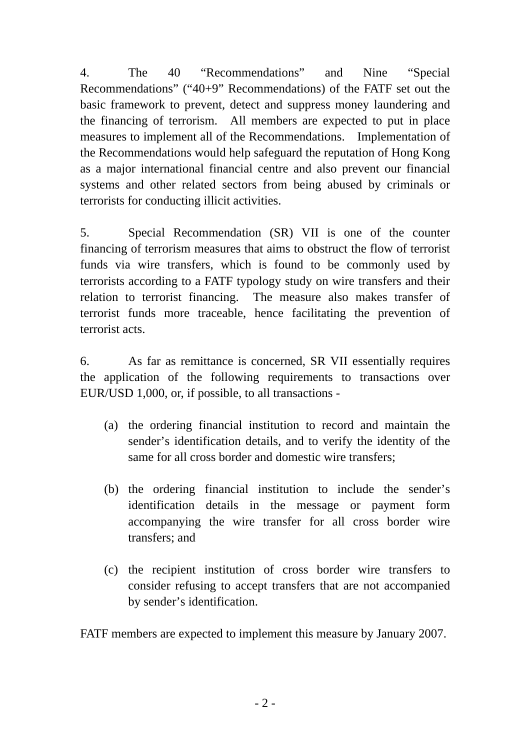4. The 40 "Recommendations" and Nine "Special Recommendations" ("40+9" Recommendations) of the FATF set out the basic framework to prevent, detect and suppress money laundering and the financing of terrorism. All members are expected to put in place measures to implement all of the Recommendations. Implementation of the Recommendations would help safeguard the reputation of Hong Kong as a major international financial centre and also prevent our financial systems and other related sectors from being abused by criminals or terrorists for conducting illicit activities.

5. Special Recommendation (SR) VII is one of the counter financing of terrorism measures that aims to obstruct the flow of terrorist funds via wire transfers, which is found to be commonly used by terrorists according to a FATF typology study on wire transfers and their relation to terrorist financing. The measure also makes transfer of terrorist funds more traceable, hence facilitating the prevention of terrorist acts.

6. As far as remittance is concerned, SR VII essentially requires the application of the following requirements to transactions over EUR/USD 1,000, or, if possible, to all transactions -

(a) the ordering financial institution to record and maintain the sender's identification details, and to verify the identity of the same for all cross border and domestic wire transfers;

(b) the ordering financial institution to include the sender's identification details in the message or payment form accompanying the wire transfer for all cross border wire transfers; and

(c) the recipient institution of cross border wire transfers to consider refusing to accept transfers that are not accompanied by sender's identification.

FATF members are expected to implement this measure by January 2007.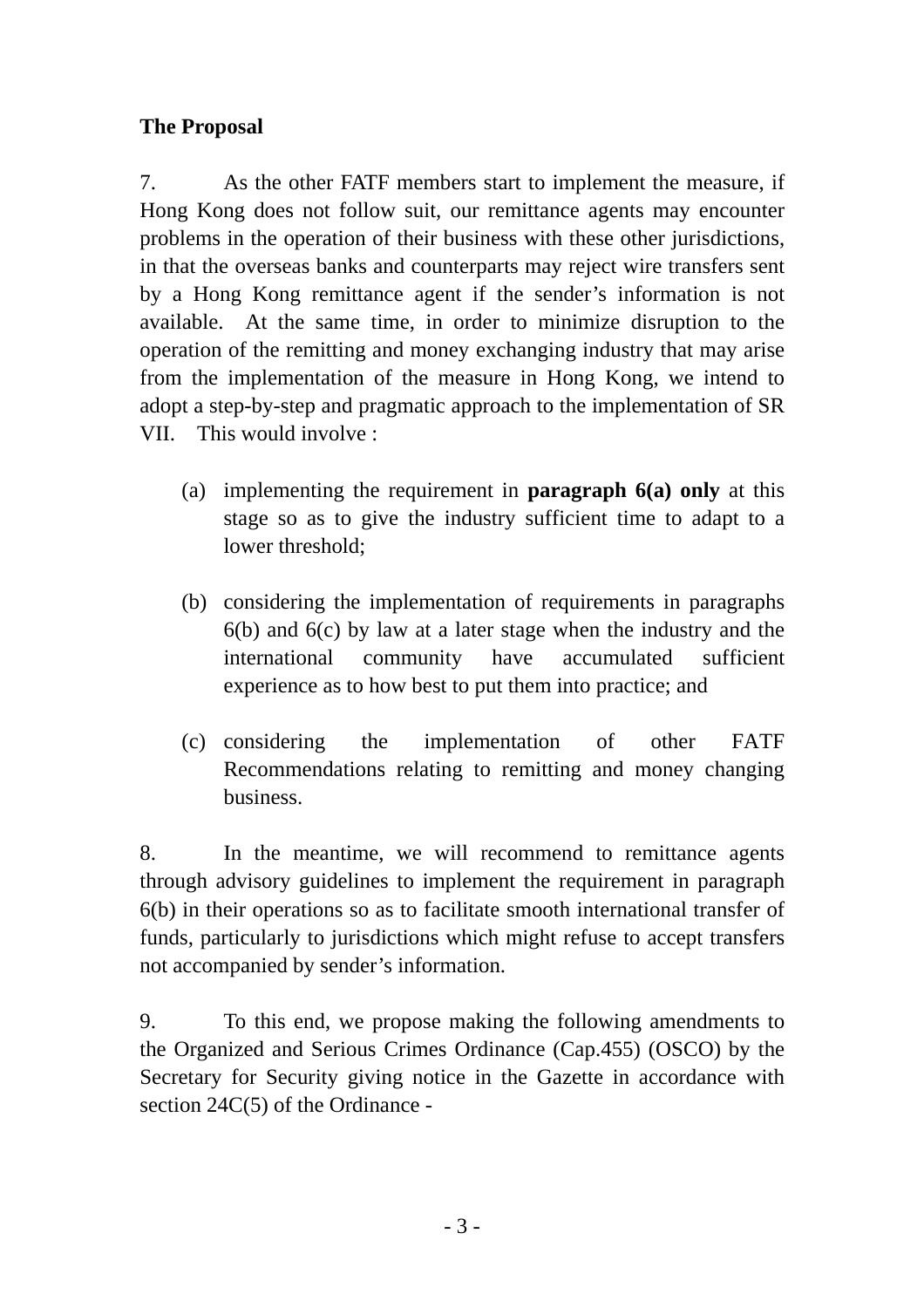**The Proposal**

7. As the other FATF members start to implement the measure, if Hong Kong does not follow suit, our remittance agents may encounter problems in the operation of their business with these other jurisdictions, in that the overseas banks and counterparts may reject wire transfers sent by a Hong Kong remittance agent if the sender's information is not available. At the same time, in order to minimize disruption to the operation of the remitting and money exchanging industry that may arise from the implementation of the measure in Hong Kong, we intend to adopt a step-by-step and pragmatic approach to the implementation of SR VII. This would involve :

(a) implementing the requirement in **paragraph 6(a) only** at this stage so as to give the industry sufficient time to adapt to a lower threshold;

(b) considering the implementation of requirements in paragraphs 6(b) and 6(c) by law at a later stage when the industry and the international community have accumulated sufficient experience as to how best to put them into practice; and

(c) considering the implementation of other FATF Recommendations relating to remitting and money changing business.

8. In the meantime, we will recommend to remittance agents through advisory guidelines to implement the requirement in paragraph 6(b) in their operations so as to facilitate smooth international transfer of funds, particularly to jurisdictions which might refuse to accept transfers not accompanied by sender's information.

9. To this end, we propose making the following amendments to the Organized and Serious Crimes Ordinance (Cap.455) (OSCO) by the Secretary for Security giving notice in the Gazette in accordance with section 24C(5) of the Ordinance -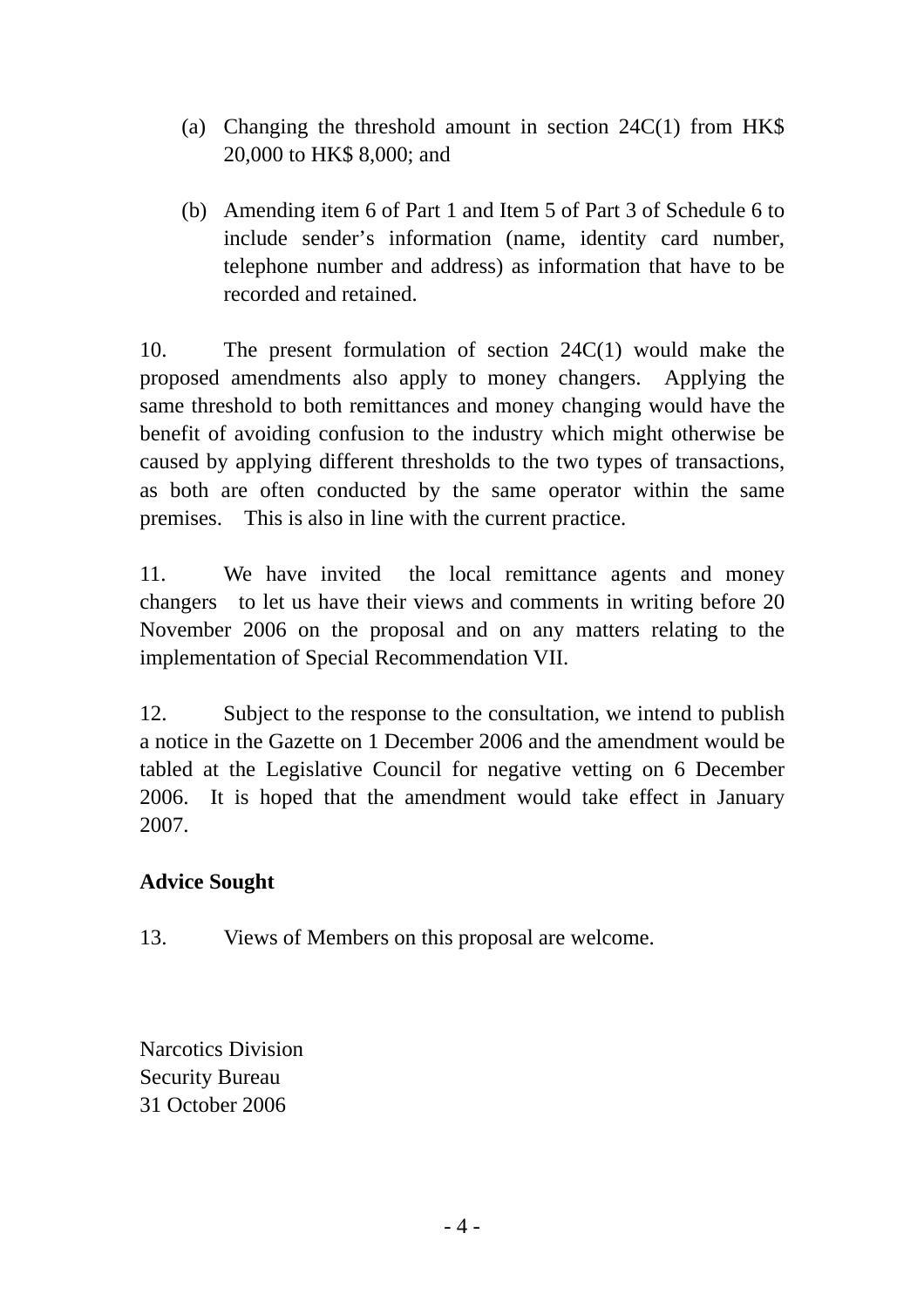(a) Changing the threshold amount in section 24C(1) from HK$ 20,000 to HK$ 8,000; and

(b) Amending item 6 of Part 1 and Item 5 of Part 3 of Schedule 6 to include sender's information (name, identity card number, telephone number and address) as information that have to be recorded and retained.

10. The present formulation of section 24C(1) would make the proposed amendments also apply to money changers. Applying the same threshold to both remittances and money changing would have the benefit of avoiding confusion to the industry which might otherwise be caused by applying different thresholds to the two types of transactions, as both are often conducted by the same operator within the same premises. This is also in line with the current practice.

11. We have invited the local remittance agents and money changers to let us have their views and comments in writing before 20 November 2006 on the proposal and on any matters relating to the implementation of Special Recommendation VII.

12. Subject to the response to the consultation, we intend to publish a notice in the Gazette on 1 December 2006 and the amendment would be tabled at the Legislative Council for negative vetting on 6 December 2006. It is hoped that the amendment would take effect in January 2007.

**Advice Sought**

13. Views of Members on this proposal are welcome.

Narcotics Division
Security Bureau
31 October 2006